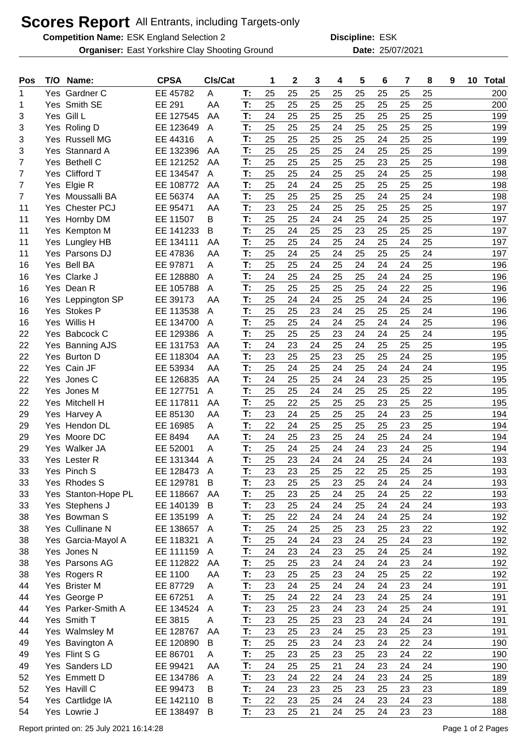# Scores Report All Entrants, including Targets-only

**Competition Name:** ESK England Selection 2 **Discipline:** ESK

**Organiser:** East Yorkshire Clay Shooting Ground **Date:** 25/07/2021

| Pos | T/O | Name: | CPSA | Cls/Cat | | 1 | 2 | 3 | 4 | 5 | 6 | 7 | 8 | 9 | 10 | Total |
|---|---|---|---|---|---|---|---|---|---|---|---|---|---|---|---|---|
| 1 | Yes | Gardner C | EE 45782 | A | T: | 25 | 25 | 25 | 25 | 25 | 25 | 25 | 25 | | | 200 |
| 1 | Yes | Smith SE | EE 291 | AA | T: | 25 | 25 | 25 | 25 | 25 | 25 | 25 | 25 | | | 200 |
| 3 | Yes | Gill L | EE 127545 | AA | T: | 24 | 25 | 25 | 25 | 25 | 25 | 25 | 25 | | | 199 |
| 3 | Yes | Roling D | EE 123649 | A | T: | 25 | 25 | 25 | 24 | 25 | 25 | 25 | 25 | | | 199 |
| 3 | Yes | Russell MG | EE 44316 | A | T: | 25 | 25 | 25 | 25 | 25 | 24 | 25 | 25 | | | 199 |
| 3 | Yes | Stannard A | EE 132396 | AA | T: | 25 | 25 | 25 | 25 | 24 | 25 | 25 | 25 | | | 199 |
| 7 | Yes | Bethell C | EE 121252 | AA | T: | 25 | 25 | 25 | 25 | 25 | 23 | 25 | 25 | | | 198 |
| 7 | Yes | Clifford T | EE 134547 | A | T: | 25 | 25 | 24 | 25 | 25 | 24 | 25 | 25 | | | 198 |
| 7 | Yes | Elgie R | EE 108772 | AA | T: | 25 | 24 | 24 | 25 | 25 | 25 | 25 | 25 | | | 198 |
| 7 | Yes | Moussalli BA | EE 56374 | AA | T: | 25 | 25 | 25 | 25 | 25 | 24 | 25 | 24 | | | 198 |
| 11 | Yes | Chester PCJ | EE 95471 | AA | T: | 23 | 25 | 24 | 25 | 25 | 25 | 25 | 25 | | | 197 |
| 11 | Yes | Hornby DM | EE 11507 | B | T: | 25 | 25 | 24 | 24 | 25 | 24 | 25 | 25 | | | 197 |
| 11 | Yes | Kempton M | EE 141233 | B | T: | 25 | 24 | 25 | 25 | 23 | 25 | 25 | 25 | | | 197 |
| 11 | Yes | Lungley HB | EE 134111 | AA | T: | 25 | 25 | 24 | 25 | 24 | 25 | 24 | 25 | | | 197 |
| 11 | Yes | Parsons DJ | EE 47836 | AA | T: | 25 | 24 | 25 | 24 | 25 | 25 | 25 | 24 | | | 197 |
| 16 | Yes | Bell BA | EE 97871 | A | T: | 25 | 25 | 24 | 25 | 24 | 24 | 24 | 25 | | | 196 |
| 16 | Yes | Clarke J | EE 128880 | A | T: | 24 | 25 | 24 | 25 | 25 | 24 | 24 | 25 | | | 196 |
| 16 | Yes | Dean R | EE 105788 | A | T: | 25 | 25 | 25 | 25 | 25 | 24 | 22 | 25 | | | 196 |
| 16 | Yes | Leppington SP | EE 39173 | AA | T: | 25 | 24 | 24 | 25 | 25 | 24 | 24 | 25 | | | 196 |
| 16 | Yes | Stokes P | EE 113538 | A | T: | 25 | 25 | 23 | 24 | 25 | 25 | 25 | 24 | | | 196 |
| 16 | Yes | Willis H | EE 134700 | A | T: | 25 | 25 | 24 | 24 | 25 | 24 | 24 | 25 | | | 196 |
| 22 | Yes | Babcock C | EE 129386 | A | T: | 25 | 25 | 25 | 23 | 24 | 24 | 25 | 24 | | | 195 |
| 22 | Yes | Banning AJS | EE 131753 | AA | T: | 24 | 23 | 24 | 25 | 24 | 25 | 25 | 25 | | | 195 |
| 22 | Yes | Burton D | EE 118304 | AA | T: | 23 | 25 | 25 | 23 | 25 | 25 | 24 | 25 | | | 195 |
| 22 | Yes | Cain JF | EE 53934 | AA | T: | 25 | 24 | 25 | 24 | 25 | 24 | 24 | 24 | | | 195 |
| 22 | Yes | Jones C | EE 126835 | AA | T: | 24 | 25 | 25 | 24 | 24 | 23 | 25 | 25 | | | 195 |
| 22 | Yes | Jones M | EE 127751 | A | T: | 25 | 25 | 24 | 24 | 25 | 25 | 25 | 22 | | | 195 |
| 22 | Yes | Mitchell H | EE 117811 | AA | T: | 25 | 22 | 25 | 25 | 25 | 23 | 25 | 25 | | | 195 |
| 29 | Yes | Harvey A | EE 85130 | AA | T: | 23 | 24 | 25 | 25 | 25 | 24 | 23 | 25 | | | 194 |
| 29 | Yes | Hendon DL | EE 16985 | A | T: | 22 | 24 | 25 | 25 | 25 | 25 | 23 | 25 | | | 194 |
| 29 | Yes | Moore DC | EE 8494 | AA | T: | 24 | 25 | 23 | 25 | 24 | 25 | 24 | 24 | | | 194 |
| 29 | Yes | Walker JA | EE 52001 | A | T: | 25 | 24 | 25 | 24 | 24 | 23 | 24 | 25 | | | 194 |
| 33 | Yes | Lester R | EE 131344 | A | T: | 25 | 23 | 24 | 24 | 24 | 25 | 24 | 24 | | | 193 |
| 33 | Yes | Pinch S | EE 128473 | A | T: | 23 | 23 | 25 | 25 | 22 | 25 | 25 | 25 | | | 193 |
| 33 | Yes | Rhodes S | EE 129781 | B | T: | 23 | 25 | 25 | 23 | 25 | 24 | 24 | 24 | | | 193 |
| 33 | Yes | Stanton-Hope PL | EE 118667 | AA | T: | 25 | 23 | 25 | 24 | 25 | 24 | 25 | 22 | | | 193 |
| 33 | Yes | Stephens J | EE 140139 | B | T: | 23 | 25 | 24 | 24 | 25 | 24 | 24 | 24 | | | 193 |
| 38 | Yes | Bowman S | EE 135199 | A | T: | 25 | 22 | 24 | 24 | 24 | 24 | 25 | 24 | | | 192 |
| 38 | Yes | Cullinane N | EE 138657 | A | T: | 25 | 24 | 25 | 25 | 23 | 25 | 23 | 22 | | | 192 |
| 38 | Yes | Garcia-Mayol A | EE 118321 | A | T: | 25 | 24 | 24 | 23 | 24 | 25 | 24 | 23 | | | 192 |
| 38 | Yes | Jones N | EE 111159 | A | T: | 24 | 23 | 24 | 23 | 25 | 24 | 25 | 24 | | | 192 |
| 38 | Yes | Parsons AG | EE 112822 | AA | T: | 25 | 25 | 23 | 24 | 24 | 24 | 23 | 24 | | | 192 |
| 38 | Yes | Rogers R | EE 1100 | AA | T: | 23 | 25 | 25 | 23 | 24 | 25 | 25 | 22 | | | 192 |
| 44 | Yes | Brister M | EE 87729 | A | T: | 23 | 24 | 25 | 24 | 24 | 24 | 23 | 24 | | | 191 |
| 44 | Yes | George P | EE 67251 | A | T: | 25 | 24 | 22 | 24 | 23 | 24 | 25 | 24 | | | 191 |
| 44 | Yes | Parker-Smith A | EE 134524 | A | T: | 23 | 25 | 23 | 24 | 23 | 24 | 25 | 24 | | | 191 |
| 44 | Yes | Smith T | EE 3815 | A | T: | 23 | 25 | 25 | 23 | 23 | 24 | 24 | 24 | | | 191 |
| 44 | Yes | Walmsley M | EE 128767 | AA | T: | 23 | 25 | 23 | 24 | 25 | 23 | 25 | 23 | | | 191 |
| 49 | Yes | Bavington A | EE 120890 | B | T: | 25 | 25 | 23 | 24 | 23 | 24 | 22 | 24 | | | 190 |
| 49 | Yes | Flint S G | EE 86701 | A | T: | 25 | 23 | 25 | 23 | 25 | 23 | 24 | 22 | | | 190 |
| 49 | Yes | Sanders LD | EE 99421 | AA | T: | 24 | 25 | 25 | 21 | 24 | 23 | 24 | 24 | | | 190 |
| 52 | Yes | Emmett D | EE 134786 | A | T: | 23 | 24 | 22 | 24 | 24 | 23 | 24 | 25 | | | 189 |
| 52 | Yes | Havill C | EE 99473 | B | T: | 24 | 23 | 23 | 25 | 23 | 25 | 23 | 23 | | | 189 |
| 54 | Yes | Cartlidge IA | EE 142110 | B | T: | 22 | 23 | 25 | 24 | 24 | 23 | 24 | 23 | | | 188 |
| 54 | Yes | Lowrie J | EE 138497 | B | T: | 23 | 25 | 21 | 24 | 25 | 24 | 23 | 23 | | | 188 |

Report printed on: 25 July 2021 16:14:28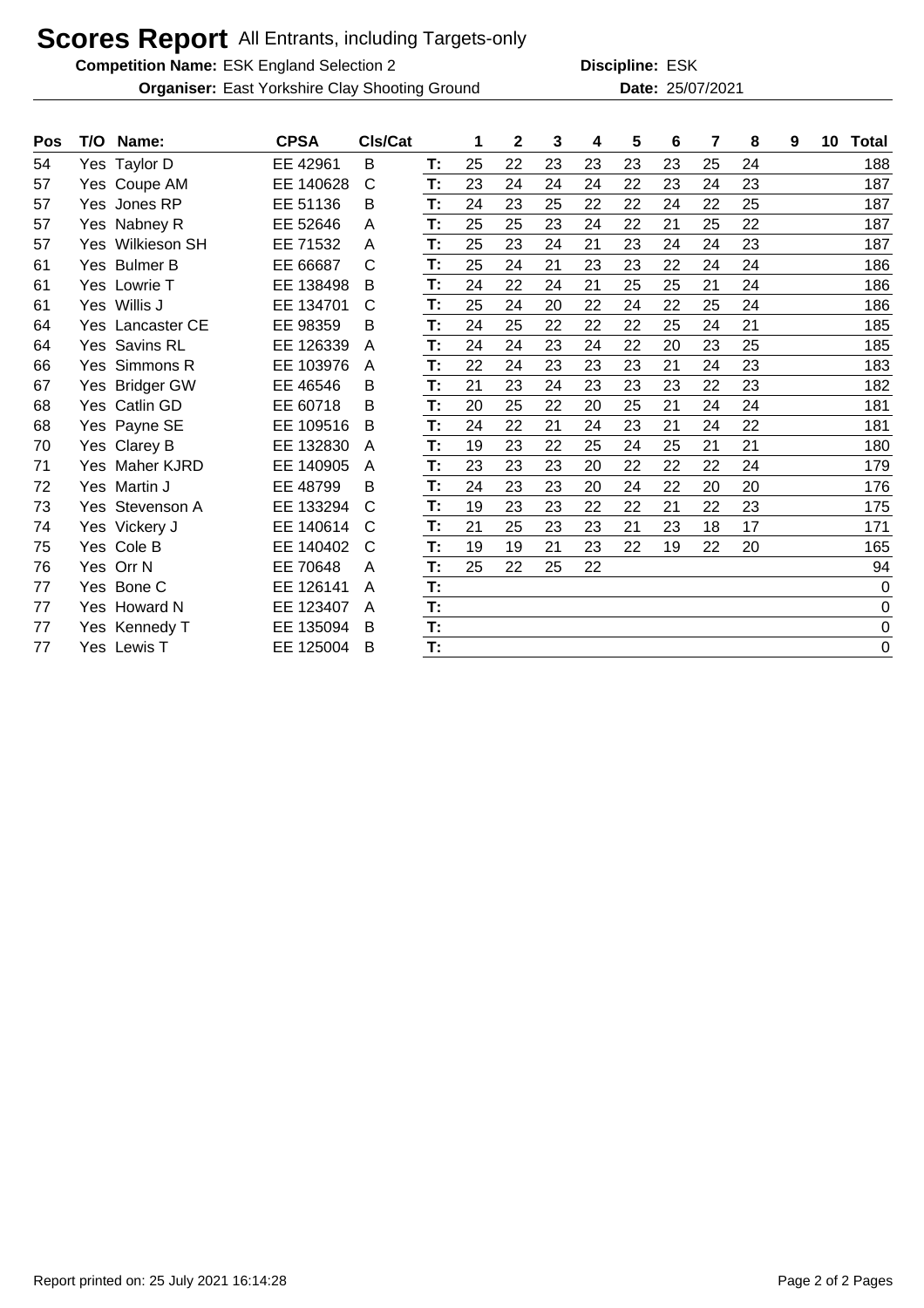# Scores Report All Entrants, including Targets-only

**Competition Name:** ESK England Selection 2 **Discipline:** ESK

**Organiser:** East Yorkshire Clay Shooting Ground **Date:** 25/07/2021

| Pos | T/O | Name: | CPSA | Cls/Cat | | 1 | 2 | 3 | 4 | 5 | 6 | 7 | 8 | 9 | 10 | Total |
|---|---|---|---|---|---|---|---|---|---|---|---|---|---|---|---|---|
| 54 | Yes | Taylor D | EE 42961 | B | T: | 25 | 22 | 23 | 23 | 23 | 23 | 25 | 24 | | | 188 |
| 57 | Yes | Coupe AM | EE 140628 | C | T: | 23 | 24 | 24 | 24 | 22 | 23 | 24 | 23 | | | 187 |
| 57 | Yes | Jones RP | EE 51136 | B | T: | 24 | 23 | 25 | 22 | 22 | 24 | 22 | 25 | | | 187 |
| 57 | Yes | Nabney R | EE 52646 | A | T: | 25 | 25 | 23 | 24 | 22 | 21 | 25 | 22 | | | 187 |
| 57 | Yes | Wilkieson SH | EE 71532 | A | T: | 25 | 23 | 24 | 21 | 23 | 24 | 24 | 23 | | | 187 |
| 61 | Yes | Bulmer B | EE 66687 | C | T: | 25 | 24 | 21 | 23 | 23 | 22 | 24 | 24 | | | 186 |
| 61 | Yes | Lowrie T | EE 138498 | B | T: | 24 | 22 | 24 | 21 | 25 | 25 | 21 | 24 | | | 186 |
| 61 | Yes | Willis J | EE 134701 | C | T: | 25 | 24 | 20 | 22 | 24 | 22 | 25 | 24 | | | 186 |
| 64 | Yes | Lancaster CE | EE 98359 | B | T: | 24 | 25 | 22 | 22 | 22 | 25 | 24 | 21 | | | 185 |
| 64 | Yes | Savins RL | EE 126339 | A | T: | 24 | 24 | 23 | 24 | 22 | 20 | 23 | 25 | | | 185 |
| 66 | Yes | Simmons R | EE 103976 | A | T: | 22 | 24 | 23 | 23 | 23 | 21 | 24 | 23 | | | 183 |
| 67 | Yes | Bridger GW | EE 46546 | B | T: | 21 | 23 | 24 | 23 | 23 | 23 | 22 | 23 | | | 182 |
| 68 | Yes | Catlin GD | EE 60718 | B | T: | 20 | 25 | 22 | 20 | 25 | 21 | 24 | 24 | | | 181 |
| 68 | Yes | Payne SE | EE 109516 | B | T: | 24 | 22 | 21 | 24 | 23 | 21 | 24 | 22 | | | 181 |
| 70 | Yes | Clarey B | EE 132830 | A | T: | 19 | 23 | 22 | 25 | 24 | 25 | 21 | 21 | | | 180 |
| 71 | Yes | Maher KJRD | EE 140905 | A | T: | 23 | 23 | 23 | 20 | 22 | 22 | 22 | 24 | | | 179 |
| 72 | Yes | Martin J | EE 48799 | B | T: | 24 | 23 | 23 | 20 | 24 | 22 | 20 | 20 | | | 176 |
| 73 | Yes | Stevenson A | EE 133294 | C | T: | 19 | 23 | 23 | 22 | 22 | 21 | 22 | 23 | | | 175 |
| 74 | Yes | Vickery J | EE 140614 | C | T: | 21 | 25 | 23 | 23 | 21 | 23 | 18 | 17 | | | 171 |
| 75 | Yes | Cole B | EE 140402 | C | T: | 19 | 19 | 21 | 23 | 22 | 19 | 22 | 20 | | | 165 |
| 76 | Yes | Orr N | EE 70648 | A | T: | 25 | 22 | 25 | 22 | | | | | | | 94 |
| 77 | Yes | Bone C | EE 126141 | A | T: | | | | | | | | | | | 0 |
| 77 | Yes | Howard N | EE 123407 | A | T: | | | | | | | | | | | 0 |
| 77 | Yes | Kennedy T | EE 135094 | B | T: | | | | | | | | | | | 0 |
| 77 | Yes | Lewis T | EE 125004 | B | T: | | | | | | | | | | | 0 |

Report printed on: 25 July 2021 16:14:28